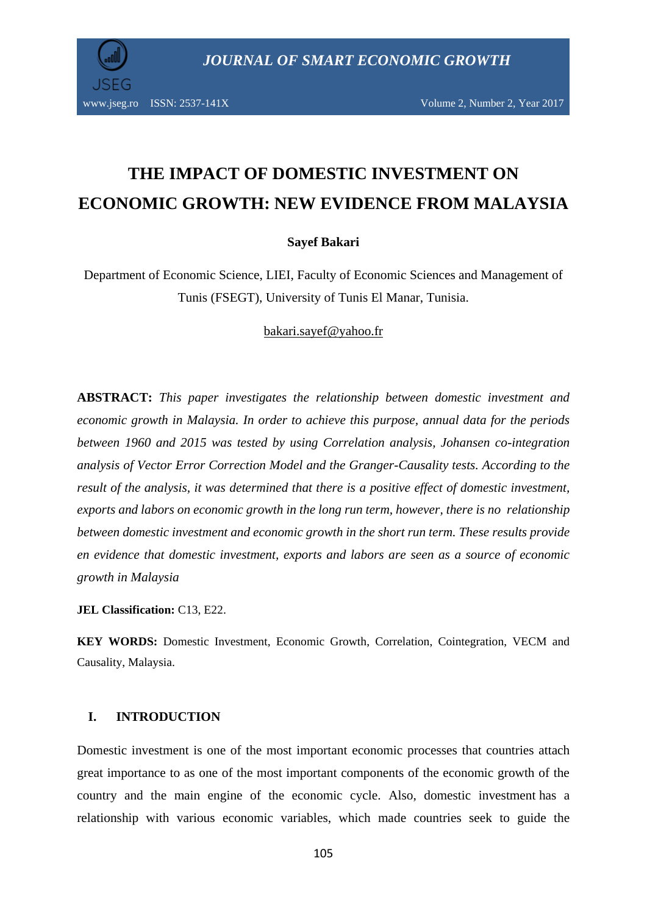# THE IMPACT OF DOMESTIC INVESTMENT ON ECONOMIC GROWTH: NEW EVIDENCE FROM MALAYSIA

**Sayef Bakari**

Department of Economic Science, LIEI, Faculty of Economic Sciences and Management of Tunis (FSEGT), University of Tunis El Manar, Tunisia.

bakari.sayef@yahoo.fr

**ABSTRACT:** *This paper investigates the relationship between domestic investment and economic growth in Malaysia. In order to achieve this purpose, annual data for the periods between 1960 and 2015 was tested by using Correlation analysis, Johansen co-integration analysis of Vector Error Correction Model and the Granger-Causality tests. According to the result of the analysis, it was determined that there is a positive effect of domestic investment, exports and labors on economic growth in the long run term, however, there is no relationship between domestic investment and economic growth in the short run term. These results provide en evidence that domestic investment, exports and labors are seen as a source of economic growth in Malaysia*

**JEL Classification:** C13, E22.

**KEY WORDS:** Domestic Investment, Economic Growth, Correlation, Cointegration, VECM and Causality, Malaysia.

## I. INTRODUCTION

Domestic investment is one of the most important economic processes that countries attach great importance to as one of the most important components of the economic growth of the country and the main engine of the economic cycle. Also, domestic investment has a relationship with various economic variables, which made countries seek to guide the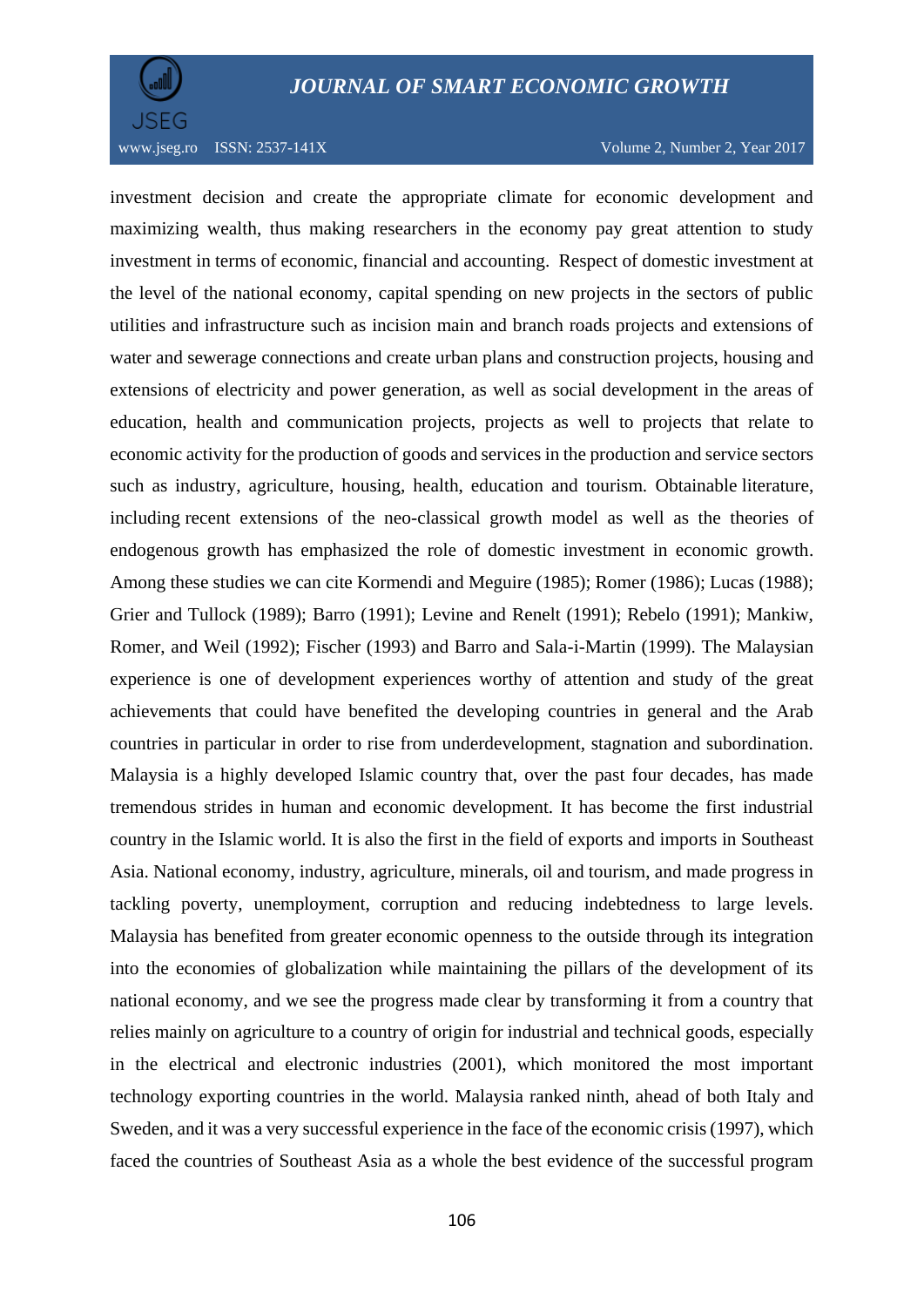investment decision and create the appropriate climate for economic development and maximizing wealth, thus making researchers in the economy pay great attention to study investment in terms of economic, financial and accounting. Respect of domestic investment at the level of the national economy, capital spending on new projects in the sectors of public utilities and infrastructure such as incision main and branch roads projects and extensions of water and sewerage connections and create urban plans and construction projects, housing and extensions of electricity and power generation, as well as social development in the areas of education, health and communication projects, projects as well to projects that relate to economic activity for the production of goods and services in the production and service sectors such as industry, agriculture, housing, health, education and tourism. Obtainable literature, including recent extensions of the neo-classical growth model as well as the theories of endogenous growth has emphasized the role of domestic investment in economic growth. Among these studies we can cite Kormendi and Meguire (1985); Romer (1986); Lucas (1988); Grier and Tullock (1989); Barro (1991); Levine and Renelt (1991); Rebelo (1991); Mankiw, Romer, and Weil (1992); Fischer (1993) and Barro and Sala-i-Martin (1999). The Malaysian experience is one of development experiences worthy of attention and study of the great achievements that could have benefited the developing countries in general and the Arab countries in particular in order to rise from underdevelopment, stagnation and subordination. Malaysia is a highly developed Islamic country that, over the past four decades, has made tremendous strides in human and economic development. It has become the first industrial country in the Islamic world. It is also the first in the field of exports and imports in Southeast Asia. National economy, industry, agriculture, minerals, oil and tourism, and made progress in tackling poverty, unemployment, corruption and reducing indebtedness to large levels. Malaysia has benefited from greater economic openness to the outside through its integration into the economies of globalization while maintaining the pillars of the development of its national economy, and we see the progress made clear by transforming it from a country that relies mainly on agriculture to a country of origin for industrial and technical goods, especially in the electrical and electronic industries (2001), which monitored the most important technology exporting countries in the world. Malaysia ranked ninth, ahead of both Italy and Sweden, and it was a very successful experience in the face of the economic crisis (1997), which faced the countries of Southeast Asia as a whole the best evidence of the successful program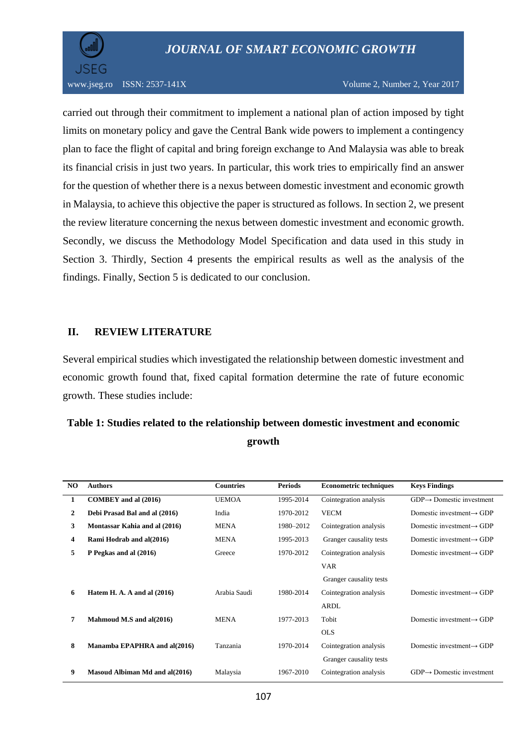carried out through their commitment to implement a national plan of action imposed by tight limits on monetary policy and gave the Central Bank wide powers to implement a contingency plan to face the flight of capital and bring foreign exchange to And Malaysia was able to break its financial crisis in just two years. In particular, this work tries to empirically find an answer for the question of whether there is a nexus between domestic investment and economic growth in Malaysia, to achieve this objective the paper is structured as follows. In section 2, we present the review literature concerning the nexus between domestic investment and economic growth. Secondly, we discuss the Methodology Model Specification and data used in this study in Section 3. Thirdly, Section 4 presents the empirical results as well as the analysis of the findings. Finally, Section 5 is dedicated to our conclusion.

## II. REVIEW LITERATURE

Several empirical studies which investigated the relationship between domestic investment and economic growth found that, fixed capital formation determine the rate of future economic growth. These studies include:

**Table 1: Studies related to the relationship between domestic investment and economic growth**

| NO | Authors | Countries | Periods | Econometric techniques | Keys Findings |
|---|---|---|---|---|---|
| 1 | **COMBEY and al (2016)** | UEMOA | 1995-2014 | Cointegration analysis | GDP→ Domestic investment |
| 2 | **Debi Prasad Bal and al (2016)** | India | 1970-2012 | VECM | Domestic investment→ GDP |
| 3 | **Montassar Kahia and al (2016)** | MENA | 1980–2012 | Cointegration analysis | Domestic investment→ GDP |
| 4 | **Rami Hodrab and al(2016)** | MENA | 1995-2013 | Granger causality tests | Domestic investment→ GDP |
| 5 | **P Pegkas and al (2016)** | Greece | 1970-2012 | Cointegration analysis<br>VAR<br>Granger causality tests | Domestic investment→ GDP |
| 6 | **Hatem H. A. A and al (2016)** | Arabia Saudi | 1980-2014 | Cointegration analysis<br>ARDL | Domestic investment→ GDP |
| 7 | **Mahmoud M.S and al(2016)** | MENA | 1977-2013 | Tobit<br>OLS | Domestic investment→ GDP |
| 8 | **Manamba EPAPHRA and al(2016)** | Tanzania | 1970-2014 | Cointegration analysis<br>Granger causality tests | Domestic investment→ GDP |
| 9 | **Masoud Albiman Md and al(2016)** | Malaysia | 1967-2010 | Cointegration analysis | GDP→ Domestic investment |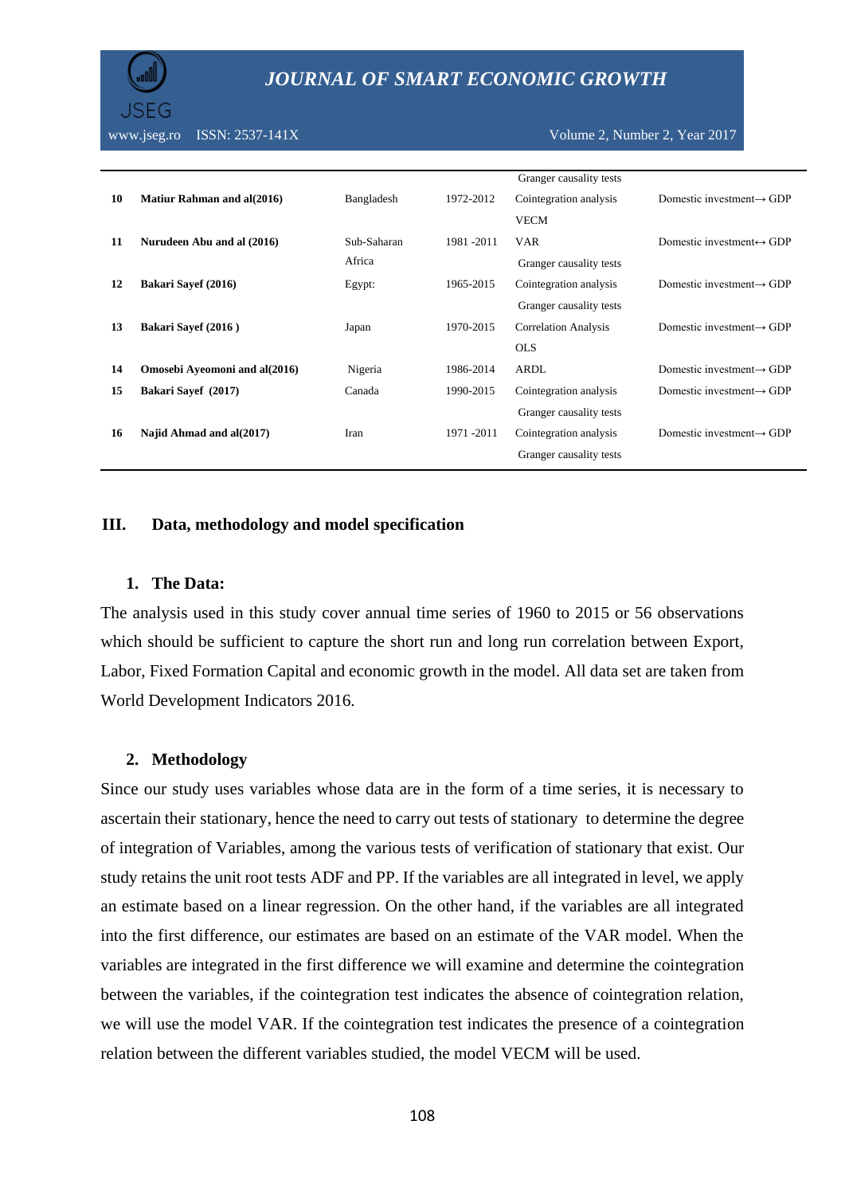| | | | | | |
|---|---|---|---|---|---|
| | | | | Granger causality tests | |
| 10 | **Matiur Rahman and al(2016)** | Bangladesh | 1972-2012 | Cointegration analysis<br>VECM | Domestic investment→ GDP |
| 11 | **Nurudeen Abu and al (2016)** | Sub-Saharan Africa | 1981 -2011 | VAR<br>Granger causality tests | Domestic investment↔ GDP |
| 12 | **Bakari Sayef (2016)** | Egypt: | 1965-2015 | Cointegration analysis<br>Granger causality tests | Domestic investment→ GDP |
| 13 | **Bakari Sayef (2016 )** | Japan | 1970-2015 | Correlation Analysis<br>OLS | Domestic investment→ GDP |
| 14 | **Omosebi Ayeomoni and al(2016)** | Nigeria | 1986-2014 | ARDL | Domestic investment→ GDP |
| 15 | **Bakari Sayef (2017)** | Canada | 1990-2015 | Cointegration analysis<br>Granger causality tests | Domestic investment→ GDP |
| 16 | **Najid Ahmad and al(2017)** | Iran | 1971 -2011 | Cointegration analysis<br>Granger causality tests | Domestic investment→ GDP |

## III. Data, methodology and model specification

### 1. The Data:

The analysis used in this study cover annual time series of 1960 to 2015 or 56 observations which should be sufficient to capture the short run and long run correlation between Export, Labor, Fixed Formation Capital and economic growth in the model. All data set are taken from World Development Indicators 2016.

### 2. Methodology

Since our study uses variables whose data are in the form of a time series, it is necessary to ascertain their stationary, hence the need to carry out tests of stationary to determine the degree of integration of Variables, among the various tests of verification of stationary that exist. Our study retains the unit root tests ADF and PP. If the variables are all integrated in level, we apply an estimate based on a linear regression. On the other hand, if the variables are all integrated into the first difference, our estimates are based on an estimate of the VAR model. When the variables are integrated in the first difference we will examine and determine the cointegration between the variables, if the cointegration test indicates the absence of cointegration relation, we will use the model VAR. If the cointegration test indicates the presence of a cointegration relation between the different variables studied, the model VECM will be used.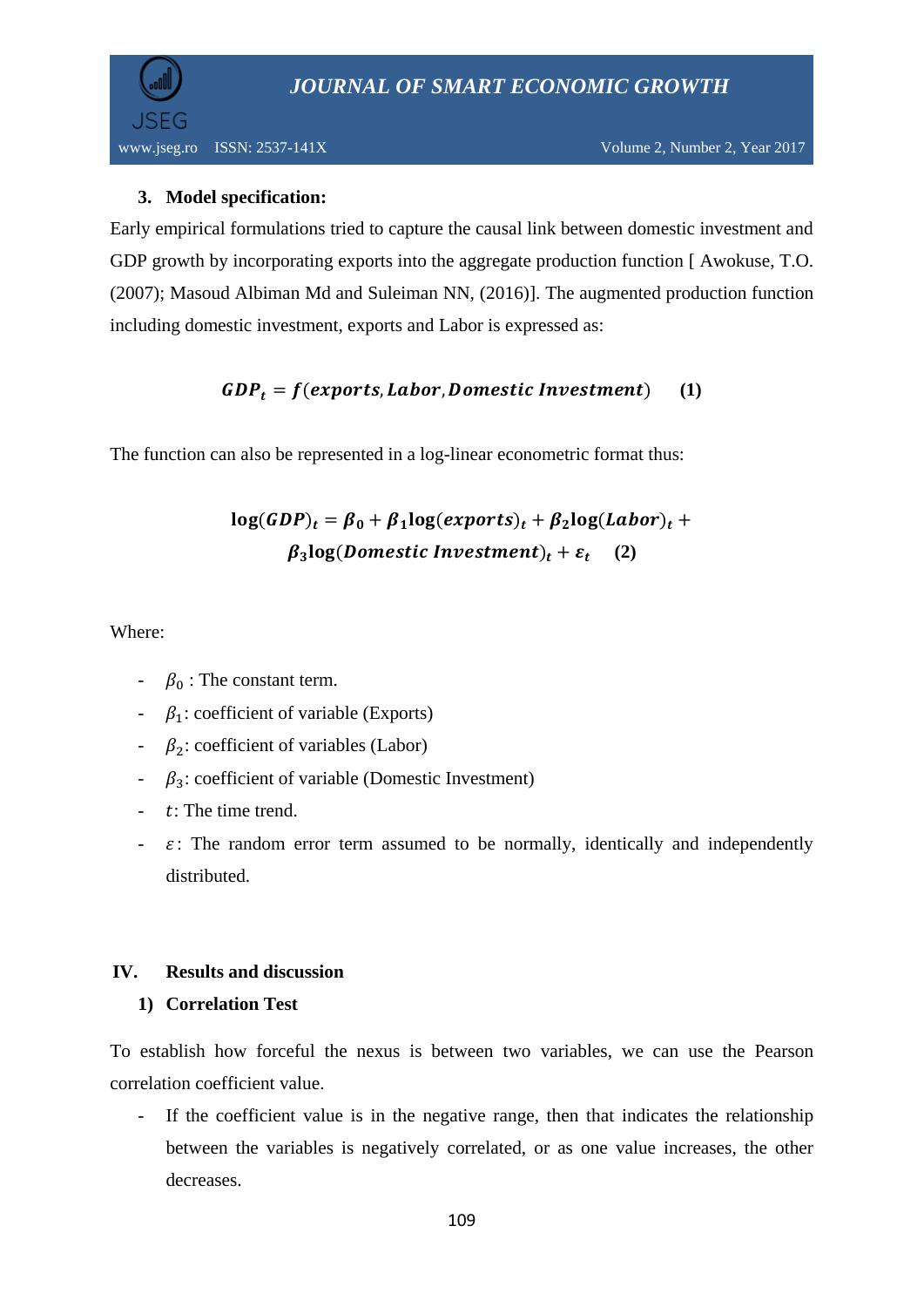### 3. Model specification:

Early empirical formulations tried to capture the causal link between domestic investment and GDP growth by incorporating exports into the aggregate production function [ Awokuse, T.O. (2007); Masoud Albiman Md and Suleiman NN, (2016)]. The augmented production function including domestic investment, exports and Labor is expressed as:

$$GDP_t = f(exports, Labor, Domestic\ Investment) \quad \textbf{(1)}$$

The function can also be represented in a log-linear econometric format thus:

$$\log(GDP)_t = \beta_0 + \beta_1 \log(exports)_t + \beta_2 \log(Labor)_t + \beta_3 \log(Domestic\ Investment)_t + \varepsilon_t \quad \textbf{(2)}$$

Where:

- $\beta_0$ : The constant term.
- $\beta_1$: coefficient of variable (Exports)
- $\beta_2$: coefficient of variables (Labor)
- $\beta_3$: coefficient of variable (Domestic Investment)
- $t$: The time trend.
- $\varepsilon$: The random error term assumed to be normally, identically and independently distributed.

## IV. Results and discussion

### 1) Correlation Test

To establish how forceful the nexus is between two variables, we can use the Pearson correlation coefficient value.

- If the coefficient value is in the negative range, then that indicates the relationship between the variables is negatively correlated, or as one value increases, the other decreases.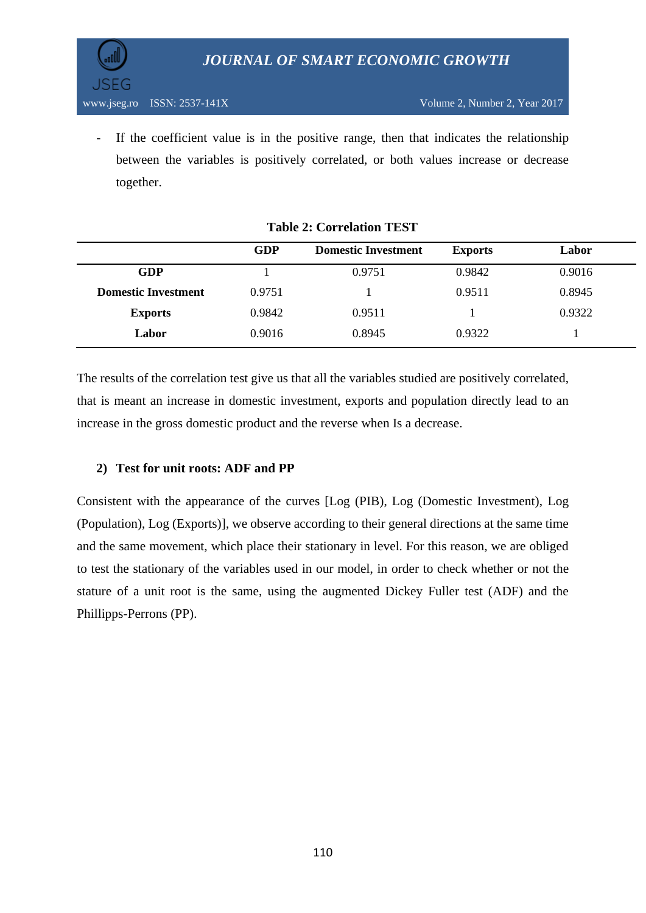- If the coefficient value is in the positive range, then that indicates the relationship between the variables is positively correlated, or both values increase or decrease together.

**Table 2: Correlation TEST**

| | GDP | Domestic Investment | Exports | Labor |
|---|---|---|---|---|
| **GDP** | 1 | 0.9751 | 0.9842 | 0.9016 |
| **Domestic Investment** | 0.9751 | 1 | 0.9511 | 0.8945 |
| **Exports** | 0.9842 | 0.9511 | 1 | 0.9322 |
| **Labor** | 0.9016 | 0.8945 | 0.9322 | 1 |

The results of the correlation test give us that all the variables studied are positively correlated, that is meant an increase in domestic investment, exports and population directly lead to an increase in the gross domestic product and the reverse when Is a decrease.

### 2) Test for unit roots: ADF and PP

Consistent with the appearance of the curves [Log (PIB), Log (Domestic Investment), Log (Population), Log (Exports)], we observe according to their general directions at the same time and the same movement, which place their stationary in level. For this reason, we are obliged to test the stationary of the variables used in our model, in order to check whether or not the stature of a unit root is the same, using the augmented Dickey Fuller test (ADF) and the Phillipps-Perrons (PP).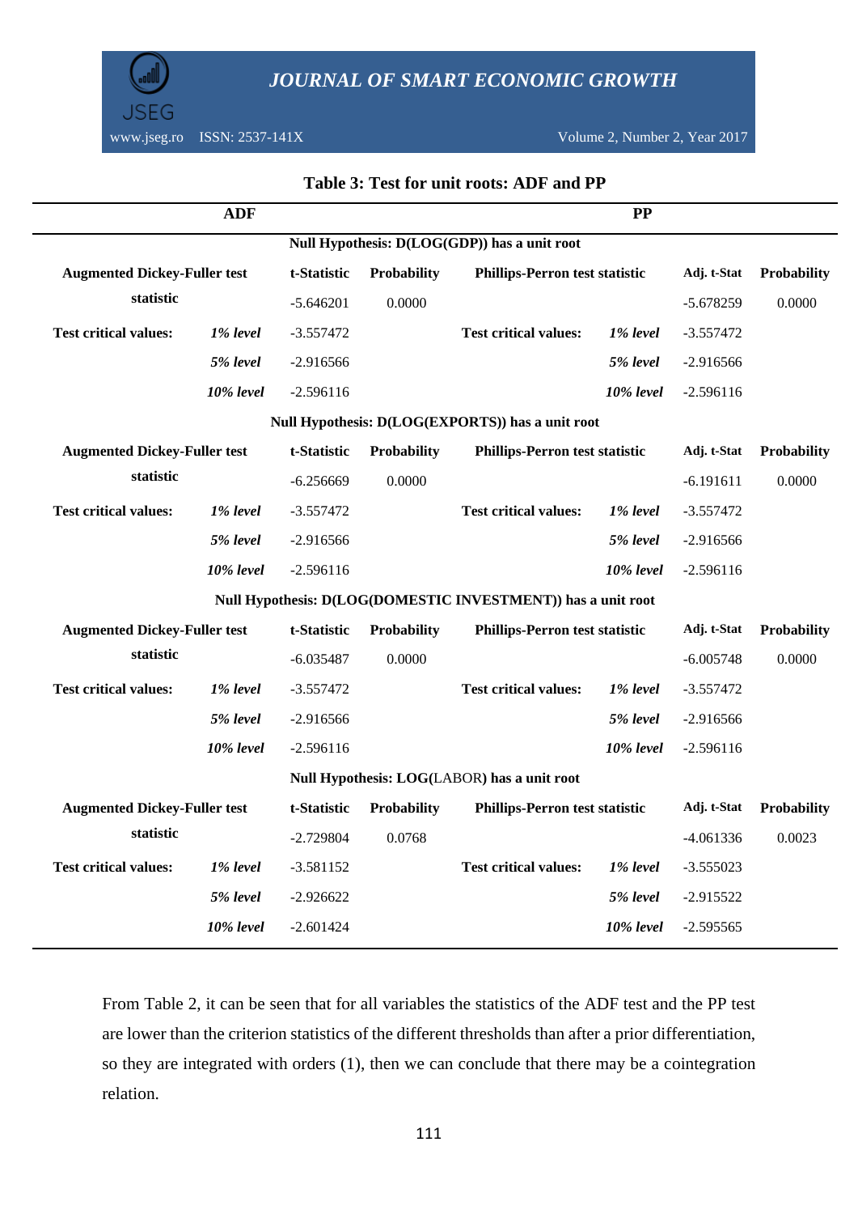**Table 3: Test for unit roots: ADF and PP**

| ADF | | | | PP | | | |
|---|---|---|---|---|---|---|---|
| **Null Hypothesis: D(LOG(GDP)) has a unit root** | | | | | | | |
| **Augmented Dickey-Fuller test statistic** | | **t-Statistic** | **Probability** | **Phillips-Perron test statistic** | | **Adj. t-Stat** | **Probability** |
| | | -5.646201 | 0.0000 | | | -5.678259 | 0.0000 |
| **Test critical values:** | *1% level* | -3.557472 | | **Test critical values:** | *1% level* | -3.557472 | |
| | *5% level* | -2.916566 | | | *5% level* | -2.916566 | |
| | *10% level* | -2.596116 | | | *10% level* | -2.596116 | |
| **Null Hypothesis: D(LOG(EXPORTS)) has a unit root** | | | | | | | |
| **Augmented Dickey-Fuller test statistic** | | **t-Statistic** | **Probability** | **Phillips-Perron test statistic** | | **Adj. t-Stat** | **Probability** |
| | | -6.256669 | 0.0000 | | | -6.191611 | 0.0000 |
| **Test critical values:** | *1% level* | -3.557472 | | **Test critical values:** | *1% level* | -3.557472 | |
| | *5% level* | -2.916566 | | | *5% level* | -2.916566 | |
| | *10% level* | -2.596116 | | | *10% level* | -2.596116 | |
| **Null Hypothesis: D(LOG(DOMESTIC INVESTMENT)) has a unit root** | | | | | | | |
| **Augmented Dickey-Fuller test statistic** | | **t-Statistic** | **Probability** | **Phillips-Perron test statistic** | | **Adj. t-Stat** | **Probability** |
| | | -6.035487 | 0.0000 | | | -6.005748 | 0.0000 |
| **Test critical values:** | *1% level* | -3.557472 | | **Test critical values:** | *1% level* | -3.557472 | |
| | *5% level* | -2.916566 | | | *5% level* | -2.916566 | |
| | *10% level* | -2.596116 | | | *10% level* | -2.596116 | |
| **Null Hypothesis: LOG(LABOR) has a unit root** | | | | | | | |
| **Augmented Dickey-Fuller test statistic** | | **t-Statistic** | **Probability** | **Phillips-Perron test statistic** | | **Adj. t-Stat** | **Probability** |
| | | -2.729804 | 0.0768 | | | -4.061336 | 0.0023 |
| **Test critical values:** | *1% level* | -3.581152 | | **Test critical values:** | *1% level* | -3.555023 | |
| | *5% level* | -2.926622 | | | *5% level* | -2.915522 | |
| | *10% level* | -2.601424 | | | *10% level* | -2.595565 | |

From Table 2, it can be seen that for all variables the statistics of the ADF test and the PP test are lower than the criterion statistics of the different thresholds than after a prior differentiation, so they are integrated with orders (1), then we can conclude that there may be a cointegration relation.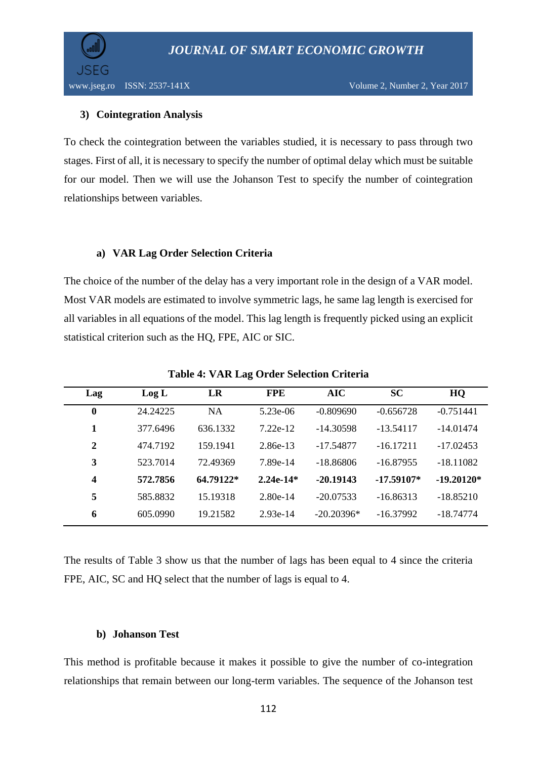### 3) Cointegration Analysis

To check the cointegration between the variables studied, it is necessary to pass through two stages. First of all, it is necessary to specify the number of optimal delay which must be suitable for our model. Then we will use the Johanson Test to specify the number of cointegration relationships between variables.

#### a) VAR Lag Order Selection Criteria

The choice of the number of the delay has a very important role in the design of a VAR model. Most VAR models are estimated to involve symmetric lags, he same lag length is exercised for all variables in all equations of the model. This lag length is frequently picked using an explicit statistical criterion such as the HQ, FPE, AIC or SIC.

**Table 4: VAR Lag Order Selection Criteria**

| Lag | Log L | LR | FPE | AIC | SC | HQ |
|---|---|---|---|---|---|---|
| **0** | 24.24225 | NA | 5.23e-06 | -0.809690 | -0.656728 | -0.751441 |
| **1** | 377.6496 | 636.1332 | 7.22e-12 | -14.30598 | -13.54117 | -14.01474 |
| **2** | 474.7192 | 159.1941 | 2.86e-13 | -17.54877 | -16.17211 | -17.02453 |
| **3** | 523.7014 | 72.49369 | 7.89e-14 | -18.86806 | -16.87955 | -18.11082 |
| **4** | **572.7856** | **64.79122*** | **2.24e-14*** | **-20.19143** | **-17.59107*** | **-19.20120*** |
| **5** | 585.8832 | 15.19318 | 2.80e-14 | -20.07533 | -16.86313 | -18.85210 |
| **6** | 605.0990 | 19.21582 | 2.93e-14 | -20.20396* | -16.37992 | -18.74774 |

The results of Table 3 show us that the number of lags has been equal to 4 since the criteria FPE, AIC, SC and HQ select that the number of lags is equal to 4.

#### b) Johanson Test

This method is profitable because it makes it possible to give the number of co-integration relationships that remain between our long-term variables. The sequence of the Johanson test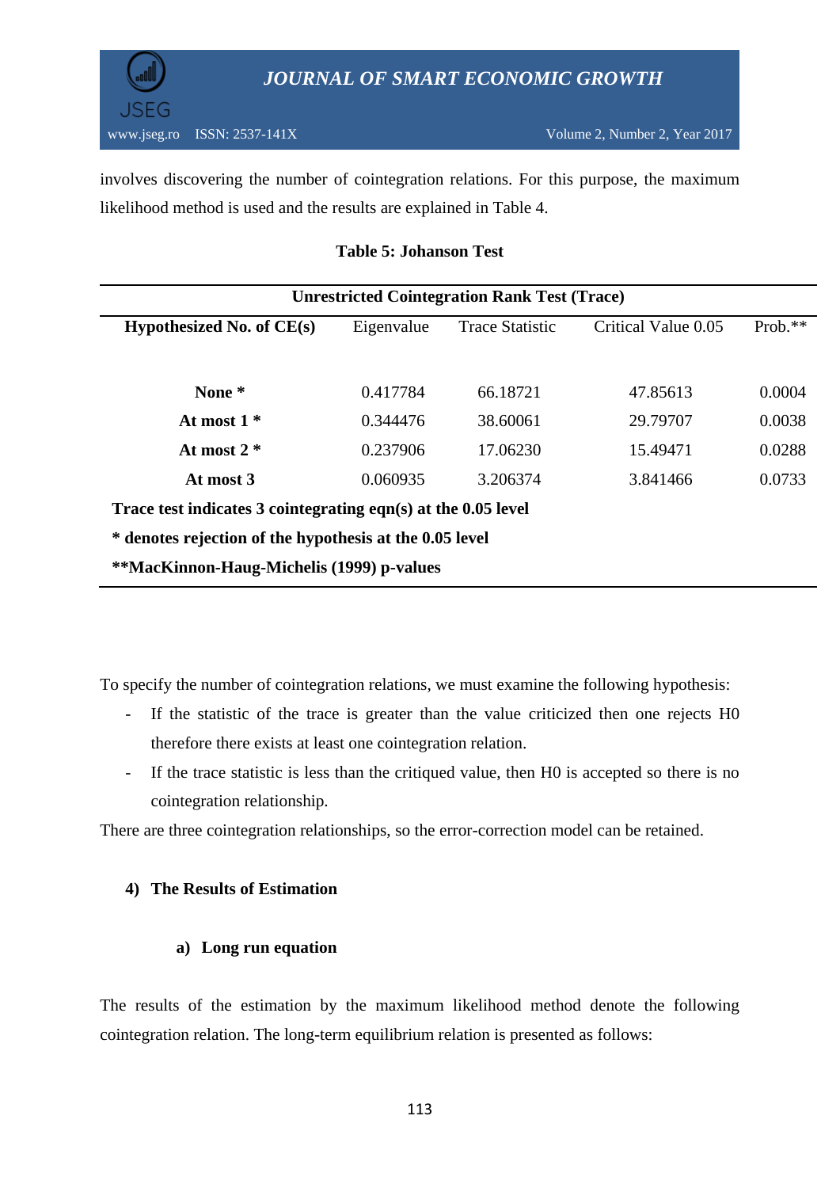involves discovering the number of cointegration relations. For this purpose, the maximum likelihood method is used and the results are explained in Table 4.

**Table 5: Johanson Test**

| **Unrestricted Cointegration Rank Test (Trace)** | | | | |
|---|---|---|---|---|
| **Hypothesized No. of CE(s)** | Eigenvalue | Trace Statistic | Critical Value 0.05 | Prob.** |
| **None *** | 0.417784 | 66.18721 | 47.85613 | 0.0004 |
| **At most 1 *** | 0.344476 | 38.60061 | 29.79707 | 0.0038 |
| **At most 2 *** | 0.237906 | 17.06230 | 15.49471 | 0.0288 |
| **At most 3** | 0.060935 | 3.206374 | 3.841466 | 0.0733 |

**Trace test indicates 3 cointegrating eqn(s) at the 0.05 level**

*** denotes rejection of the hypothesis at the 0.05 level**

****MacKinnon-Haug-Michelis (1999) p-values**

To specify the number of cointegration relations, we must examine the following hypothesis:

- If the statistic of the trace is greater than the value criticized then one rejects H0 therefore there exists at least one cointegration relation.
- If the trace statistic is less than the critiqued value, then H0 is accepted so there is no cointegration relationship.

There are three cointegration relationships, so the error-correction model can be retained.

### 4) The Results of Estimation

#### a) Long run equation

The results of the estimation by the maximum likelihood method denote the following cointegration relation. The long-term equilibrium relation is presented as follows: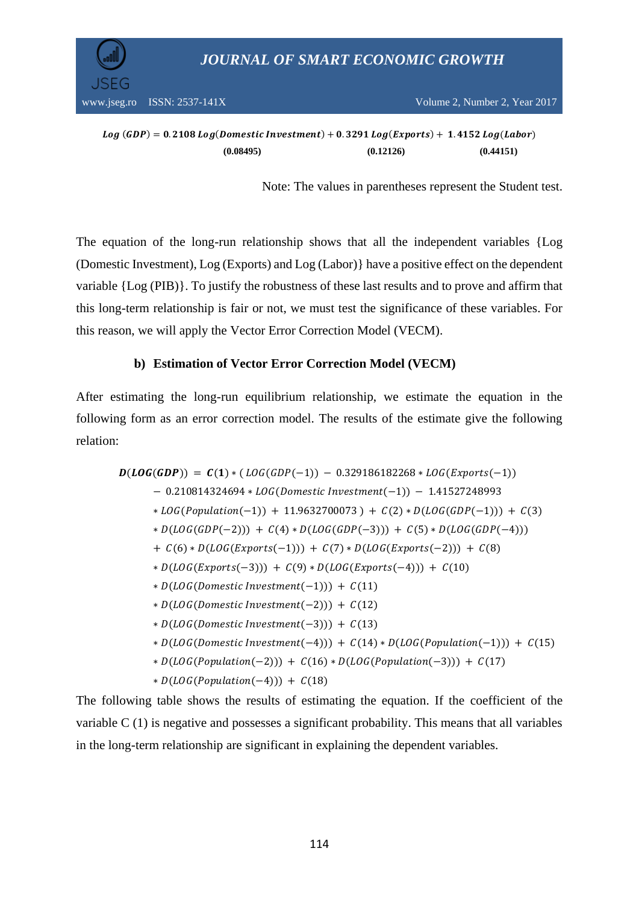$$\boldsymbol{Log\ (GDP) = 0.2108\ Log(Domestic\ Investment) + 0.3291\ Log(Exports) + 1.4152\ Log(Labor)}$$

$$\underset{(0.08495)}{} \qquad \underset{(0.12126)}{} \qquad \underset{(0.44151)}{}$$

**(0.08495)** **(0.12126)** **(0.44151)**

Note: The values in parentheses represent the Student test.

The equation of the long-run relationship shows that all the independent variables {Log (Domestic Investment), Log (Exports) and Log (Labor)} have a positive effect on the dependent variable {Log (PIB)}. To justify the robustness of these last results and to prove and affirm that this long-term relationship is fair or not, we must test the significance of these variables. For this reason, we will apply the Vector Error Correction Model (VECM).

### b) Estimation of Vector Error Correction Model (VECM)

After estimating the long-run equilibrium relationship, we estimate the equation in the following form as an error correction model. The results of the estimate give the following relation:

$$
\begin{aligned}
\boldsymbol{D(LOG(GDP))} = {} & \boldsymbol{C(1)} * (\,LOG(GDP(-1)) - 0.329186182268 * LOG(Exports(-1)) \\
& - 0.210814324694 * LOG(Domestic\ Investment(-1)) - 1.41527248993 \\
& * LOG(Population(-1)) + 11.9632700073\,) + C(2) * D(LOG(GDP(-1))) + C(3) \\
& * D(LOG(GDP(-2))) + C(4) * D(LOG(GDP(-3))) + C(5) * D(LOG(GDP(-4))) \\
& + C(6) * D(LOG(Exports(-1))) + C(7) * D(LOG(Exports(-2))) + C(8) \\
& * D(LOG(Exports(-3))) + C(9) * D(LOG(Exports(-4))) + C(10) \\
& * D(LOG(Domestic\ Investment(-1))) + C(11) \\
& * D(LOG(Domestic\ Investment(-2))) + C(12) \\
& * D(LOG(Domestic\ Investment(-3))) + C(13) \\
& * D(LOG(Domestic\ Investment(-4))) + C(14) * D(LOG(Population(-1))) + C(15) \\
& * D(LOG(Population(-2))) + C(16) * D(LOG(Population(-3))) + C(17) \\
& * D(LOG(Population(-4))) + C(18)
\end{aligned}
$$

The following table shows the results of estimating the equation. If the coefficient of the variable C (1) is negative and possesses a significant probability. This means that all variables in the long-term relationship are significant in explaining the dependent variables.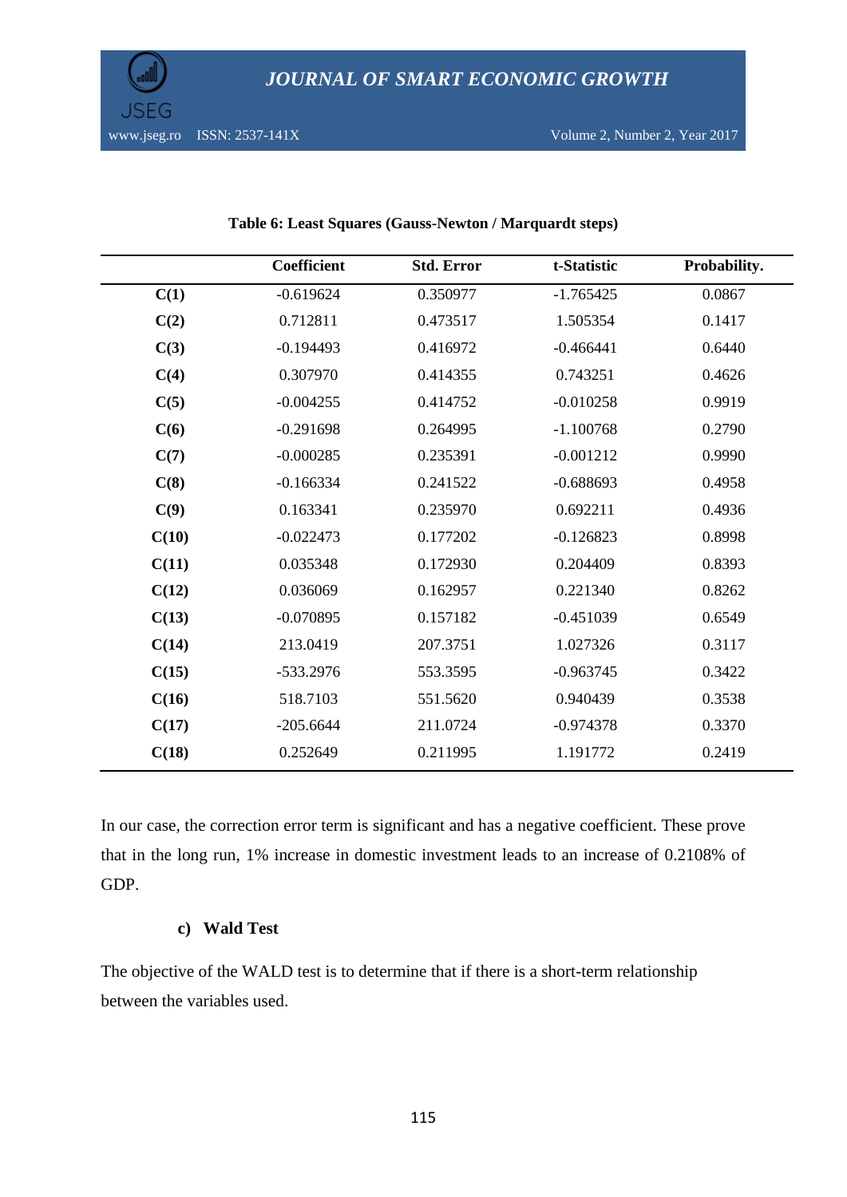**Table 6: Least Squares (Gauss-Newton / Marquardt steps)**

| | Coefficient | Std. Error | t-Statistic | Probability. |
|---|---|---|---|---|
| **C(1)** | -0.619624 | 0.350977 | -1.765425 | 0.0867 |
| **C(2)** | 0.712811 | 0.473517 | 1.505354 | 0.1417 |
| **C(3)** | -0.194493 | 0.416972 | -0.466441 | 0.6440 |
| **C(4)** | 0.307970 | 0.414355 | 0.743251 | 0.4626 |
| **C(5)** | -0.004255 | 0.414752 | -0.010258 | 0.9919 |
| **C(6)** | -0.291698 | 0.264995 | -1.100768 | 0.2790 |
| **C(7)** | -0.000285 | 0.235391 | -0.001212 | 0.9990 |
| **C(8)** | -0.166334 | 0.241522 | -0.688693 | 0.4958 |
| **C(9)** | 0.163341 | 0.235970 | 0.692211 | 0.4936 |
| **C(10)** | -0.022473 | 0.177202 | -0.126823 | 0.8998 |
| **C(11)** | 0.035348 | 0.172930 | 0.204409 | 0.8393 |
| **C(12)** | 0.036069 | 0.162957 | 0.221340 | 0.8262 |
| **C(13)** | -0.070895 | 0.157182 | -0.451039 | 0.6549 |
| **C(14)** | 213.0419 | 207.3751 | 1.027326 | 0.3117 |
| **C(15)** | -533.2976 | 553.3595 | -0.963745 | 0.3422 |
| **C(16)** | 518.7103 | 551.5620 | 0.940439 | 0.3538 |
| **C(17)** | -205.6644 | 211.0724 | -0.974378 | 0.3370 |
| **C(18)** | 0.252649 | 0.211995 | 1.191772 | 0.2419 |

In our case, the correction error term is significant and has a negative coefficient. These prove that in the long run, 1% increase in domestic investment leads to an increase of 0.2108% of GDP.

### c) Wald Test

The objective of the WALD test is to determine that if there is a short-term relationship between the variables used.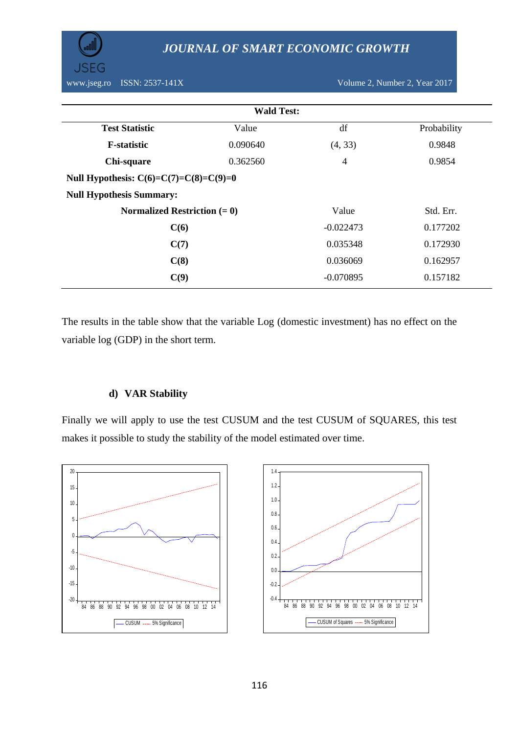| Wald Test: | | | |
|---|---|---|---|
| **Test Statistic** | Value | df | Probability |
| **F-statistic** | 0.090640 | (4, 33) | 0.9848 |
| **Chi-square** | 0.362560 | 4 | 0.9854 |
| **Null Hypothesis: C(6)=C(7)=C(8)=C(9)=0** | | | |
| **Null Hypothesis Summary:** | | | |
| **Normalized Restriction (= 0)** | | Value | Std. Err. |
| **C(6)** | | -0.022473 | 0.177202 |
| **C(7)** | | 0.035348 | 0.172930 |
| **C(8)** | | 0.036069 | 0.162957 |
| **C(9)** | | -0.070895 | 0.157182 |

The results in the table show that the variable Log (domestic investment) has no effect on the variable log (GDP) in the short term.

### d) VAR Stability

Finally we will apply to use the test CUSUM and the test CUSUM of SQUARES, this test makes it possible to study the stability of the model estimated over time.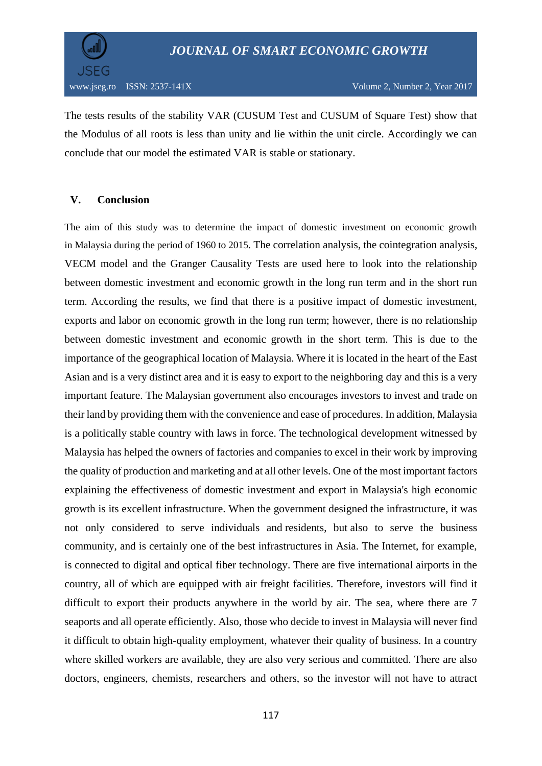The tests results of the stability VAR (CUSUM Test and CUSUM of Square Test) show that the Modulus of all roots is less than unity and lie within the unit circle. Accordingly we can conclude that our model the estimated VAR is stable or stationary.

## V. Conclusion

The aim of this study was to determine the impact of domestic investment on economic growth in Malaysia during the period of 1960 to 2015. The correlation analysis, the cointegration analysis, VECM model and the Granger Causality Tests are used here to look into the relationship between domestic investment and economic growth in the long run term and in the short run term. According the results, we find that there is a positive impact of domestic investment, exports and labor on economic growth in the long run term; however, there is no relationship between domestic investment and economic growth in the short term. This is due to the importance of the geographical location of Malaysia. Where it is located in the heart of the East Asian and is a very distinct area and it is easy to export to the neighboring day and this is a very important feature. The Malaysian government also encourages investors to invest and trade on their land by providing them with the convenience and ease of procedures. In addition, Malaysia is a politically stable country with laws in force. The technological development witnessed by Malaysia has helped the owners of factories and companies to excel in their work by improving the quality of production and marketing and at all other levels. One of the most important factors explaining the effectiveness of domestic investment and export in Malaysia's high economic growth is its excellent infrastructure. When the government designed the infrastructure, it was not only considered to serve individuals and residents, but also to serve the business community, and is certainly one of the best infrastructures in Asia. The Internet, for example, is connected to digital and optical fiber technology. There are five international airports in the country, all of which are equipped with air freight facilities. Therefore, investors will find it difficult to export their products anywhere in the world by air. The sea, where there are 7 seaports and all operate efficiently. Also, those who decide to invest in Malaysia will never find it difficult to obtain high-quality employment, whatever their quality of business. In a country where skilled workers are available, they are also very serious and committed. There are also doctors, engineers, chemists, researchers and others, so the investor will not have to attract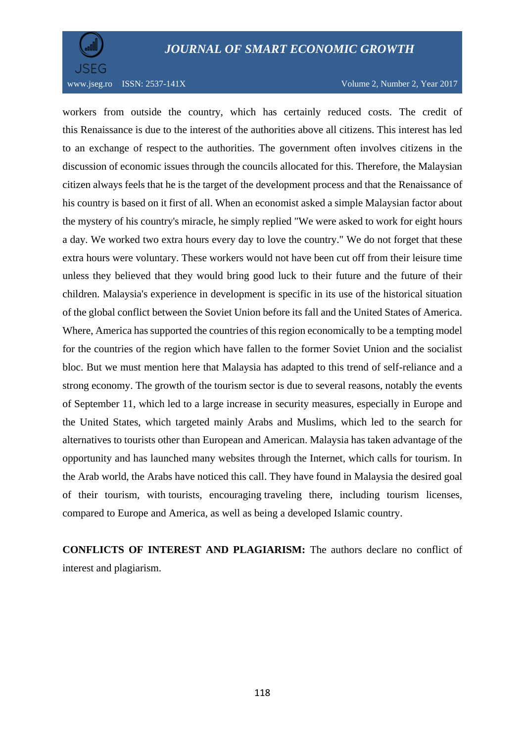workers from outside the country, which has certainly reduced costs. The credit of this Renaissance is due to the interest of the authorities above all citizens. This interest has led to an exchange of respect to the authorities. The government often involves citizens in the discussion of economic issues through the councils allocated for this. Therefore, the Malaysian citizen always feels that he is the target of the development process and that the Renaissance of his country is based on it first of all. When an economist asked a simple Malaysian factor about the mystery of his country's miracle, he simply replied "We were asked to work for eight hours a day. We worked two extra hours every day to love the country." We do not forget that these extra hours were voluntary. These workers would not have been cut off from their leisure time unless they believed that they would bring good luck to their future and the future of their children. Malaysia's experience in development is specific in its use of the historical situation of the global conflict between the Soviet Union before its fall and the United States of America. Where, America has supported the countries of this region economically to be a tempting model for the countries of the region which have fallen to the former Soviet Union and the socialist bloc. But we must mention here that Malaysia has adapted to this trend of self-reliance and a strong economy. The growth of the tourism sector is due to several reasons, notably the events of September 11, which led to a large increase in security measures, especially in Europe and the United States, which targeted mainly Arabs and Muslims, which led to the search for alternatives to tourists other than European and American. Malaysia has taken advantage of the opportunity and has launched many websites through the Internet, which calls for tourism. In the Arab world, the Arabs have noticed this call. They have found in Malaysia the desired goal of their tourism, with tourists, encouraging traveling there, including tourism licenses, compared to Europe and America, as well as being a developed Islamic country.

**CONFLICTS OF INTEREST AND PLAGIARISM:** The authors declare no conflict of interest and plagiarism.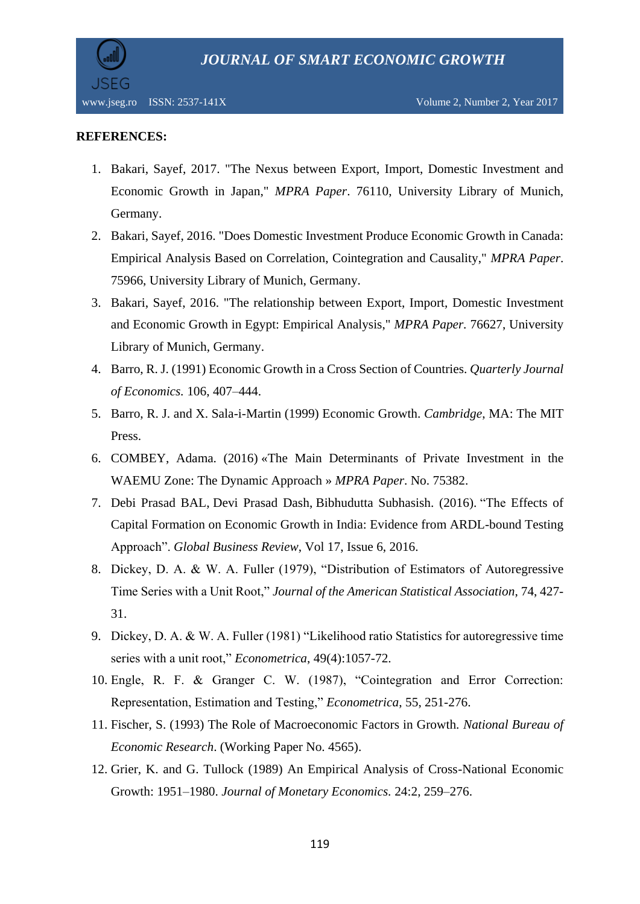**REFERENCES:**

1. Bakari, Sayef, 2017. "The Nexus between Export, Import, Domestic Investment and Economic Growth in Japan," *MPRA Paper*. 76110, University Library of Munich, Germany.
2. Bakari, Sayef, 2016. "Does Domestic Investment Produce Economic Growth in Canada: Empirical Analysis Based on Correlation, Cointegration and Causality," *MPRA Paper*. 75966, University Library of Munich, Germany.
3. Bakari, Sayef, 2016. "The relationship between Export, Import, Domestic Investment and Economic Growth in Egypt: Empirical Analysis," *MPRA Paper*. 76627, University Library of Munich, Germany.
4. Barro, R. J. (1991) Economic Growth in a Cross Section of Countries. *Quarterly Journal of Economics*. 106, 407–444.
5. Barro, R. J. and X. Sala-i-Martin (1999) Economic Growth. *Cambridge*, MA: The MIT Press.
6. COMBEY, Adama. (2016) «The Main Determinants of Private Investment in the WAEMU Zone: The Dynamic Approach » *MPRA Paper*. No. 75382.
7. Debi Prasad BAL, Devi Prasad Dash, Bibhudutta Subhasish. (2016). "The Effects of Capital Formation on Economic Growth in India: Evidence from ARDL-bound Testing Approach". *Global Business Review*, Vol 17, Issue 6, 2016.
8. Dickey, D. A. & W. A. Fuller (1979), "Distribution of Estimators of Autoregressive Time Series with a Unit Root," *Journal of the American Statistical Association*, 74, 427-31.
9. Dickey, D. A. & W. A. Fuller (1981) "Likelihood ratio Statistics for autoregressive time series with a unit root," *Econometrica*, 49(4):1057-72.
10. Engle, R. F. & Granger C. W. (1987), "Cointegration and Error Correction: Representation, Estimation and Testing," *Econometrica*, 55, 251-276.
11. Fischer, S. (1993) The Role of Macroeconomic Factors in Growth. *National Bureau of Economic Research*. (Working Paper No. 4565).
12. Grier, K. and G. Tullock (1989) An Empirical Analysis of Cross-National Economic Growth: 1951–1980. *Journal of Monetary Economics*. 24:2, 259–276.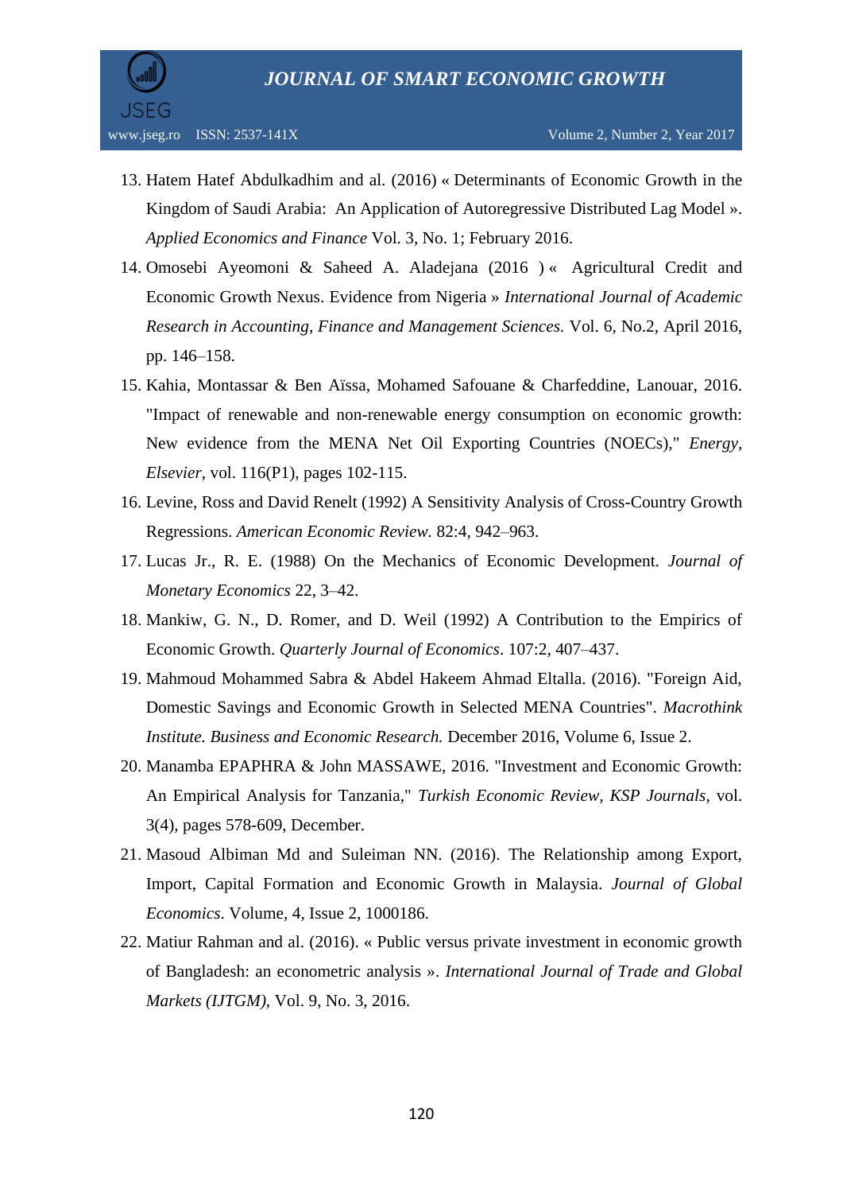13. Hatem Hatef Abdulkadhim and al. (2016) « Determinants of Economic Growth in the Kingdom of Saudi Arabia: An Application of Autoregressive Distributed Lag Model ». *Applied Economics and Finance* Vol. 3, No. 1; February 2016.
14. Omosebi Ayeomoni & Saheed A. Aladejana (2016 ) « Agricultural Credit and Economic Growth Nexus. Evidence from Nigeria » *International Journal of Academic Research in Accounting, Finance and Management Sciences.* Vol. 6, No.2, April 2016, pp. 146–158.
15. Kahia, Montassar & Ben Aïssa, Mohamed Safouane & Charfeddine, Lanouar, 2016. "Impact of renewable and non-renewable energy consumption on economic growth: New evidence from the MENA Net Oil Exporting Countries (NOECs)," *Energy, Elsevier*, vol. 116(P1), pages 102-115.
16. Levine, Ross and David Renelt (1992) A Sensitivity Analysis of Cross-Country Growth Regressions. *American Economic Review.* 82:4, 942–963.
17. Lucas Jr., R. E. (1988) On the Mechanics of Economic Development. *Journal of Monetary Economics* 22, 3–42.
18. Mankiw, G. N., D. Romer, and D. Weil (1992) A Contribution to the Empirics of Economic Growth. *Quarterly Journal of Economics*. 107:2, 407–437.
19. Mahmoud Mohammed Sabra & Abdel Hakeem Ahmad Eltalla. (2016). "Foreign Aid, Domestic Savings and Economic Growth in Selected MENA Countries". *Macrothink Institute. Business and Economic Research.* December 2016, Volume 6, Issue 2.
20. Manamba EPAPHRA & John MASSAWE, 2016. "Investment and Economic Growth: An Empirical Analysis for Tanzania," *Turkish Economic Review, KSP Journals*, vol. 3(4), pages 578-609, December.
21. Masoud Albiman Md and Suleiman NN. (2016). The Relationship among Export, Import, Capital Formation and Economic Growth in Malaysia. *Journal of Global Economics*. Volume, 4, Issue 2, 1000186.
22. Matiur Rahman and al. (2016). « Public versus private investment in economic growth of Bangladesh: an econometric analysis ». *International Journal of Trade and Global Markets (IJTGM)*, Vol. 9, No. 3, 2016.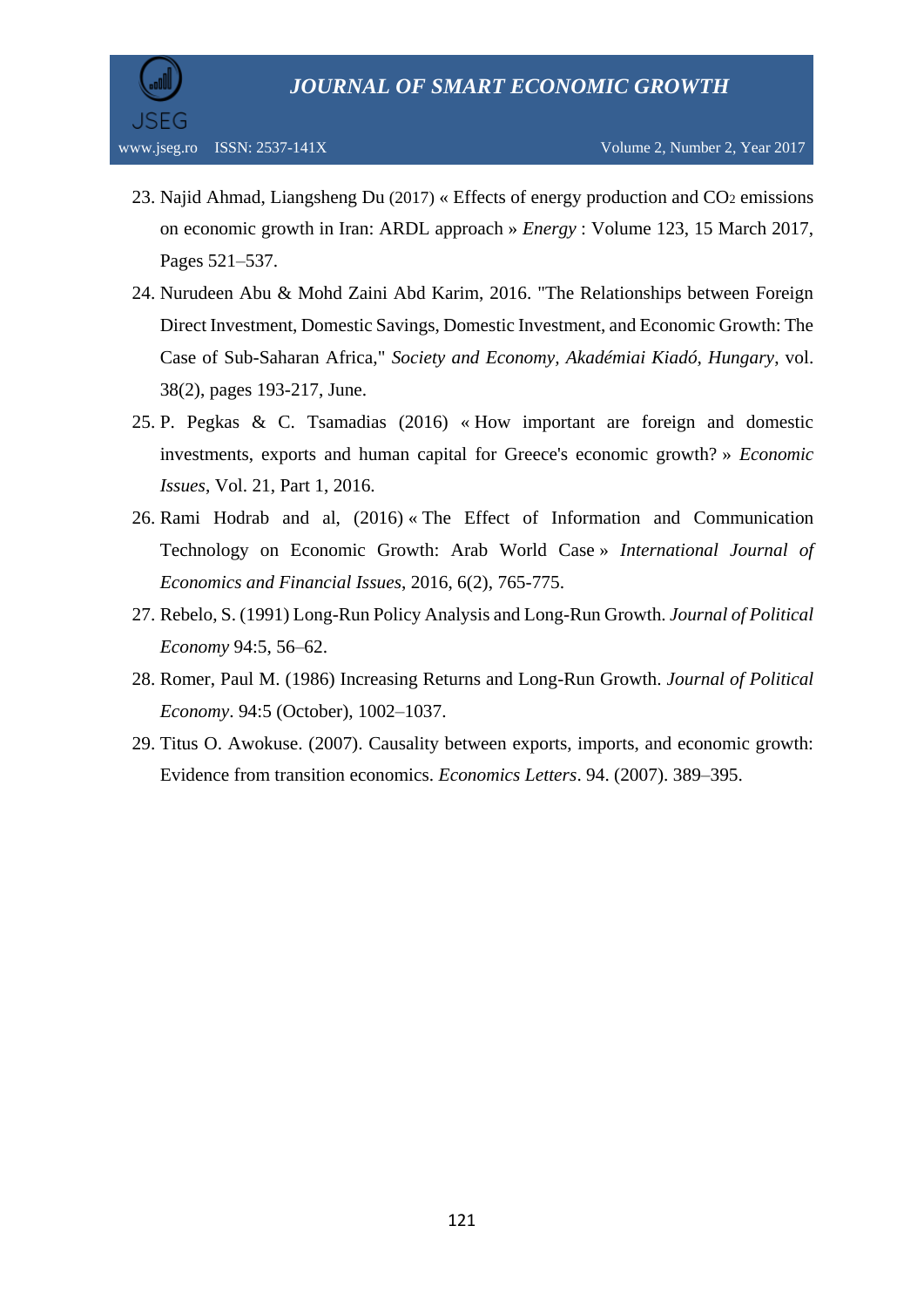23. Najid Ahmad, Liangsheng Du (2017) « Effects of energy production and $CO_2$ emissions on economic growth in Iran: ARDL approach » *Energy* : Volume 123, 15 March 2017, Pages 521–537.
24. Nurudeen Abu & Mohd Zaini Abd Karim, 2016. "The Relationships between Foreign Direct Investment, Domestic Savings, Domestic Investment, and Economic Growth: The Case of Sub-Saharan Africa," *Society and Economy, Akadémiai Kiadó, Hungary*, vol. 38(2), pages 193-217, June.
25. P. Pegkas & C. Tsamadias (2016) « How important are foreign and domestic investments, exports and human capital for Greece's economic growth? » *Economic Issues*, Vol. 21, Part 1, 2016.
26. Rami Hodrab and al, (2016) « The Effect of Information and Communication Technology on Economic Growth: Arab World Case » *International Journal of Economics and Financial Issues*, 2016, 6(2), 765-775.
27. Rebelo, S. (1991) Long-Run Policy Analysis and Long-Run Growth. *Journal of Political Economy* 94:5, 56–62.
28. Romer, Paul M. (1986) Increasing Returns and Long-Run Growth. *Journal of Political Economy*. 94:5 (October), 1002–1037.
29. Titus O. Awokuse. (2007). Causality between exports, imports, and economic growth: Evidence from transition economics. *Economics Letters*. 94. (2007). 389–395.